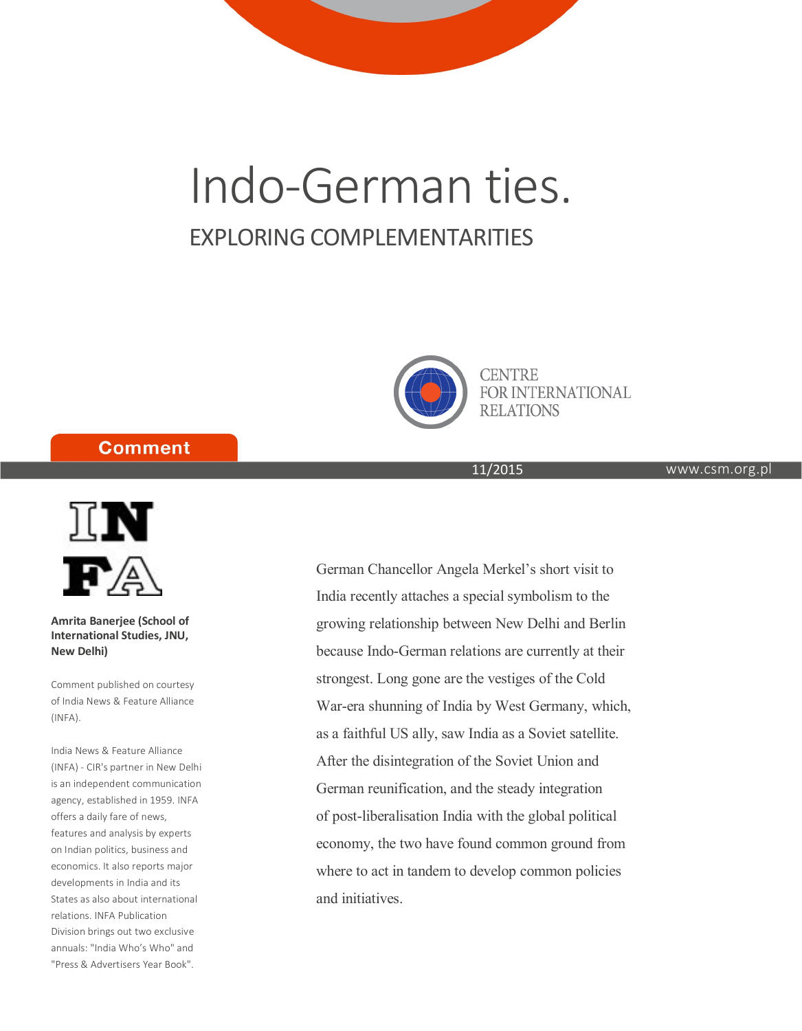# Indo-German ties.

## EXPLORING COMPLEMENTARITIES

CENTRE FOR INTERNATIONAL RELATIONS

Comment

11/2015

www.csm.org.pl

**Amrita Banerjee (School of International Studies, JNU, New Delhi)**

Comment published on courtesy of India News & Feature Alliance (INFA).

India News & Feature Alliance (INFA) - CIR's partner in New Delhi is an independent communication agency, established in 1959. INFA offers a daily fare of news, features and analysis by experts on Indian politics, business and economics. It also reports major developments in India and its States as also about international relations. INFA Publication Division brings out two exclusive annuals: "India Who's Who" and "Press & Advertisers Year Book".

German Chancellor Angela Merkel's short visit to India recently attaches a special symbolism to the growing relationship between New Delhi and Berlin because Indo-German relations are currently at their strongest. Long gone are the vestiges of the Cold War-era shunning of India by West Germany, which, as a faithful US ally, saw India as a Soviet satellite. After the disintegration of the Soviet Union and German reunification, and the steady integration of post-liberalisation India with the global political economy, the two have found common ground from where to act in tandem to develop common policies and initiatives.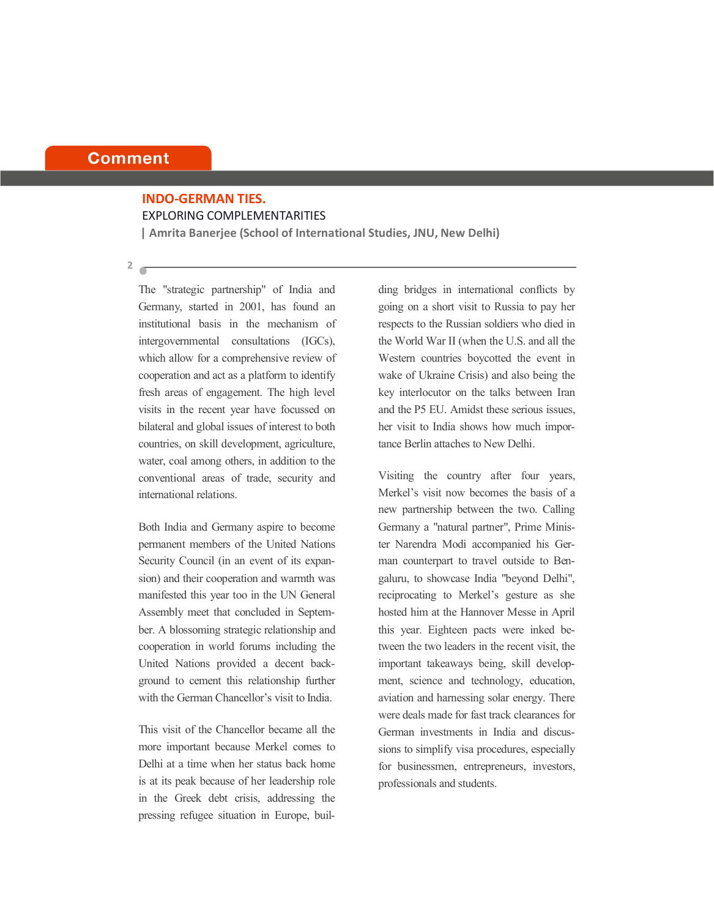Comment

## INDO-GERMAN TIES.

### EXPLORING COMPLEMENTARITIES

| Amrita Banerjee (School of International Studies, JNU, New Delhi)

The "strategic partnership" of India and Germany, started in 2001, has found an institutional basis in the mechanism of intergovernmental consultations (IGCs), which allow for a comprehensive review of cooperation and act as a platform to identify fresh areas of engagement. The high level visits in the recent year have focussed on bilateral and global issues of interest to both countries, on skill development, agriculture, water, coal among others, in addition to the conventional areas of trade, security and international relations.

Both India and Germany aspire to become permanent members of the United Nations Security Council (in an event of its expansion) and their cooperation and warmth was manifested this year too in the UN General Assembly meet that concluded in September. A blossoming strategic relationship and cooperation in world forums including the United Nations provided a decent background to cement this relationship further with the German Chancellor's visit to India.

This visit of the Chancellor became all the more important because Merkel comes to Delhi at a time when her status back home is at its peak because of her leadership role in the Greek debt crisis, addressing the pressing refugee situation in Europe, building bridges in international conflicts by going on a short visit to Russia to pay her respects to the Russian soldiers who died in the World War II (when the U.S. and all the Western countries boycotted the event in wake of Ukraine Crisis) and also being the key interlocutor on the talks between Iran and the P5 EU. Amidst these serious issues, her visit to India shows how much importance Berlin attaches to New Delhi.

Visiting the country after four years, Merkel's visit now becomes the basis of a new partnership between the two. Calling Germany a "natural partner", Prime Minister Narendra Modi accompanied his German counterpart to travel outside to Bengaluru, to showcase India "beyond Delhi", reciprocating to Merkel's gesture as she hosted him at the Hannover Messe in April this year. Eighteen pacts were inked between the two leaders in the recent visit, the important takeaways being, skill development, science and technology, education, aviation and harnessing solar energy. There were deals made for fast track clearances for German investments in India and discussions to simplify visa procedures, especially for businessmen, entrepreneurs, investors, professionals and students.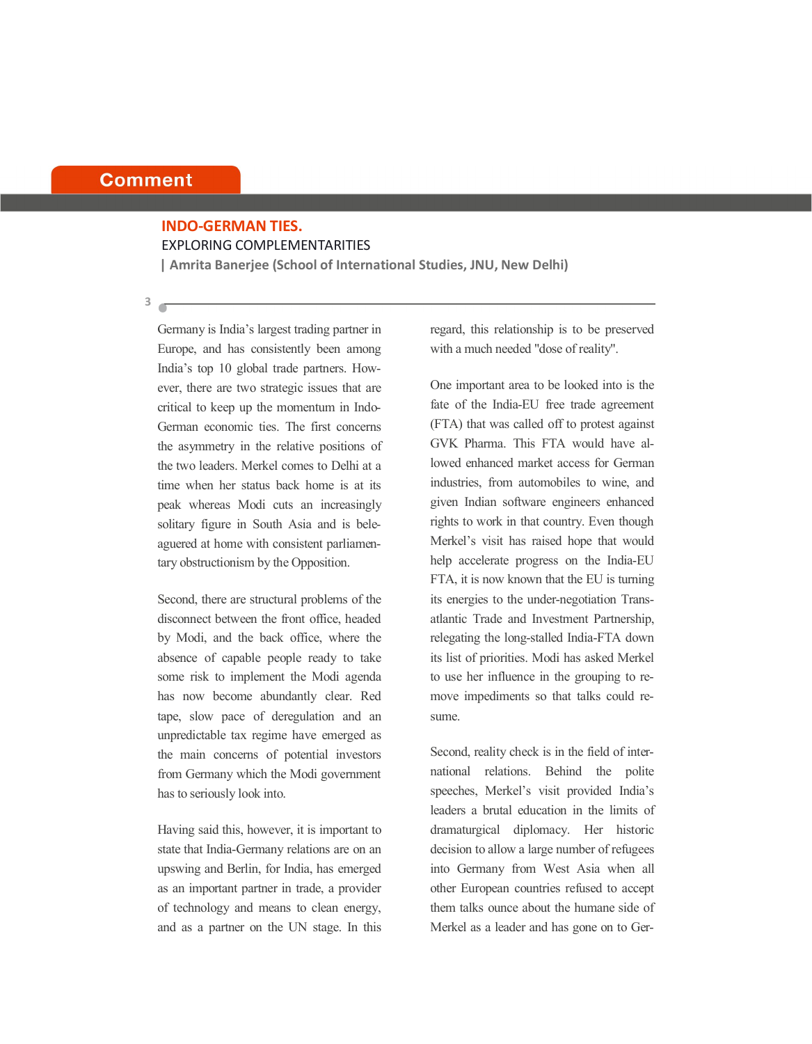Comment

## INDO-GERMAN TIES.

### EXPLORING COMPLEMENTARITIES

| Amrita Banerjee (School of International Studies, JNU, New Delhi)

Germany is India's largest trading partner in Europe, and has consistently been among India's top 10 global trade partners. However, there are two strategic issues that are critical to keep up the momentum in Indo-German economic ties. The first concerns the asymmetry in the relative positions of the two leaders. Merkel comes to Delhi at a time when her status back home is at its peak whereas Modi cuts an increasingly solitary figure in South Asia and is beleaguered at home with consistent parliamentary obstructionism by the Opposition.

Second, there are structural problems of the disconnect between the front office, headed by Modi, and the back office, where the absence of capable people ready to take some risk to implement the Modi agenda has now become abundantly clear. Red tape, slow pace of deregulation and an unpredictable tax regime have emerged as the main concerns of potential investors from Germany which the Modi government has to seriously look into.

Having said this, however, it is important to state that India-Germany relations are on an upswing and Berlin, for India, has emerged as an important partner in trade, a provider of technology and means to clean energy, and as a partner on the UN stage. In this regard, this relationship is to be preserved with a much needed "dose of reality".

One important area to be looked into is the fate of the India-EU free trade agreement (FTA) that was called off to protest against GVK Pharma. This FTA would have allowed enhanced market access for German industries, from automobiles to wine, and given Indian software engineers enhanced rights to work in that country. Even though Merkel's visit has raised hope that would help accelerate progress on the India-EU FTA, it is now known that the EU is turning its energies to the under-negotiation Trans-atlantic Trade and Investment Partnership, relegating the long-stalled India-FTA down its list of priorities. Modi has asked Merkel to use her influence in the grouping to remove impediments so that talks could resume.

Second, reality check is in the field of international relations. Behind the polite speeches, Merkel's visit provided India's leaders a brutal education in the limits of dramaturgical diplomacy. Her historic decision to allow a large number of refugees into Germany from West Asia when all other European countries refused to accept them talks ounce about the humane side of Merkel as a leader and has gone on to Ger-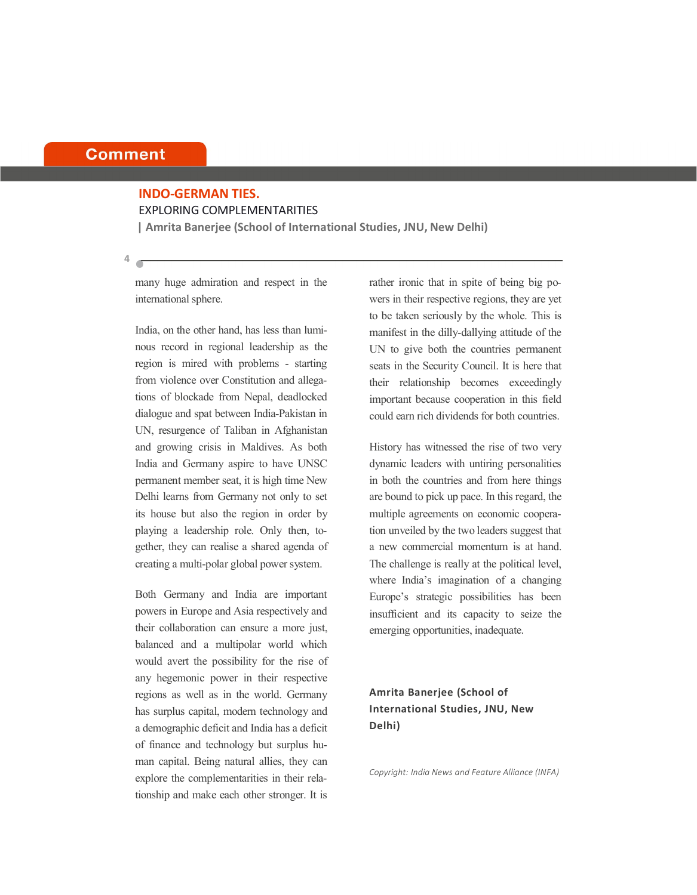many huge admiration and respect in the international sphere.

India, on the other hand, has less than luminous record in regional leadership as the region is mired with problems - starting from violence over Constitution and allegations of blockade from Nepal, deadlocked dialogue and spat between India-Pakistan in UN, resurgence of Taliban in Afghanistan and growing crisis in Maldives. As both India and Germany aspire to have UNSC permanent member seat, it is high time New Delhi learns from Germany not only to set its house but also the region in order by playing a leadership role. Only then, together, they can realise a shared agenda of creating a multi-polar global power system.

Both Germany and India are important powers in Europe and Asia respectively and their collaboration can ensure a more just, balanced and a multipolar world which would avert the possibility for the rise of any hegemonic power in their respective regions as well as in the world. Germany has surplus capital, modern technology and a demographic deficit and India has a deficit of finance and technology but surplus human capital. Being natural allies, they can explore the complementarities in their relationship and make each other stronger. It is rather ironic that in spite of being big powers in their respective regions, they are yet to be taken seriously by the whole. This is manifest in the dilly-dallying attitude of the UN to give both the countries permanent seats in the Security Council. It is here that their relationship becomes exceedingly important because cooperation in this field could earn rich dividends for both countries.

History has witnessed the rise of two very dynamic leaders with untiring personalities in both the countries and from here things are bound to pick up pace. In this regard, the multiple agreements on economic cooperation unveiled by the two leaders suggest that a new commercial momentum is at hand. The challenge is really at the political level, where India's imagination of a changing Europe's strategic possibilities has been insufficient and its capacity to seize the emerging opportunities, inadequate.

**Amrita Banerjee (School of International Studies, JNU, New Delhi)**

*Copyright: India News and Feature Alliance (INFA)*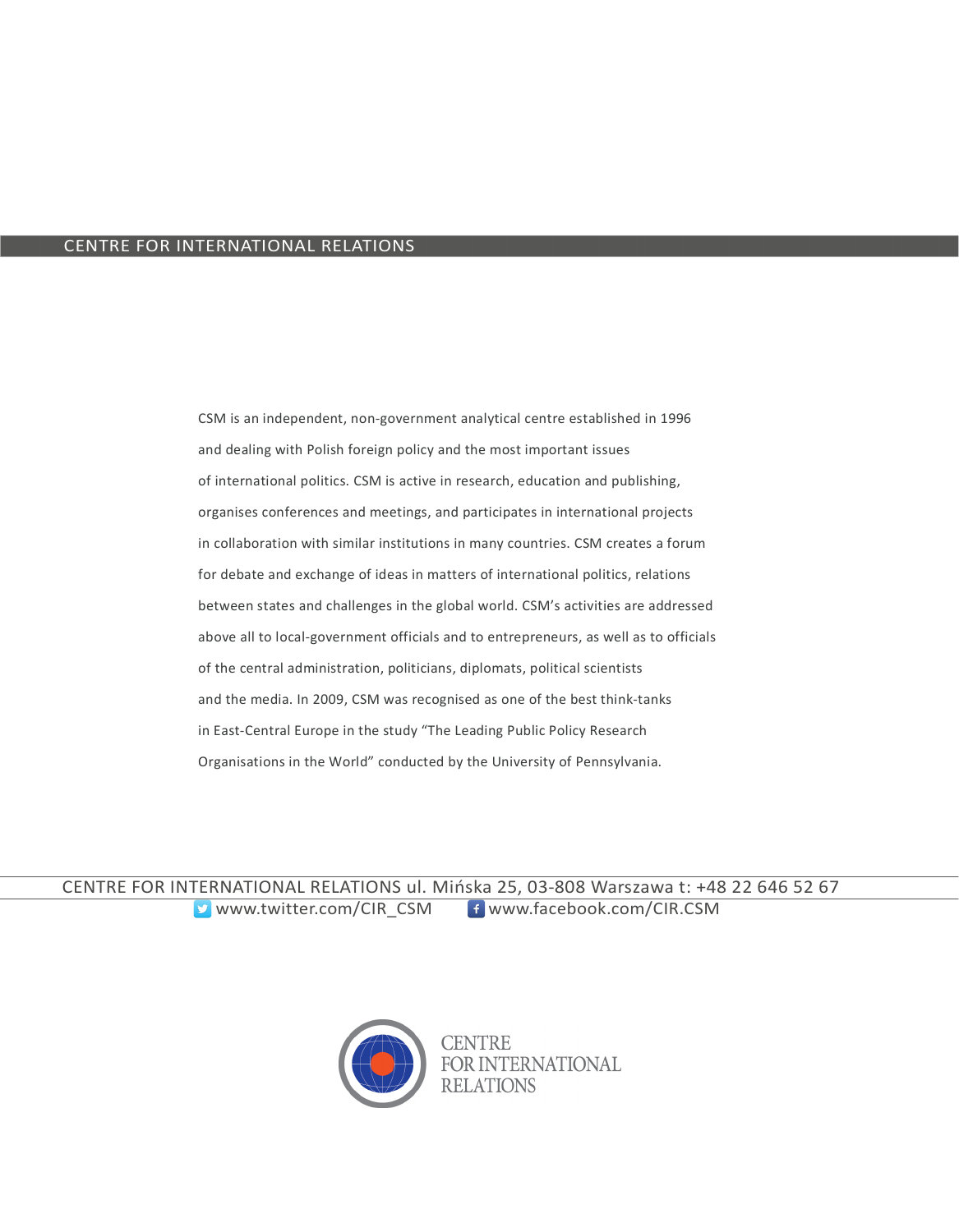CENTRE FOR INTERNATIONAL RELATIONS

CSM is an independent, non-government analytical centre established in 1996 and dealing with Polish foreign policy and the most important issues of international politics. CSM is active in research, education and publishing, organises conferences and meetings, and participates in international projects in collaboration with similar institutions in many countries. CSM creates a forum for debate and exchange of ideas in matters of international politics, relations between states and challenges in the global world. CSM's activities are addressed above all to local-government officials and to entrepreneurs, as well as to officials of the central administration, politicians, diplomats, political scientists and the media. In 2009, CSM was recognised as one of the best think-tanks in East-Central Europe in the study "The Leading Public Policy Research Organisations in the World" conducted by the University of Pennsylvania.

CENTRE FOR INTERNATIONAL RELATIONS ul. Mińska 25, 03-808 Warszawa t: +48 22 646 52 67

www.twitter.com/CIR_CSM www.facebook.com/CIR.CSM

CENTRE FOR INTERNATIONAL RELATIONS